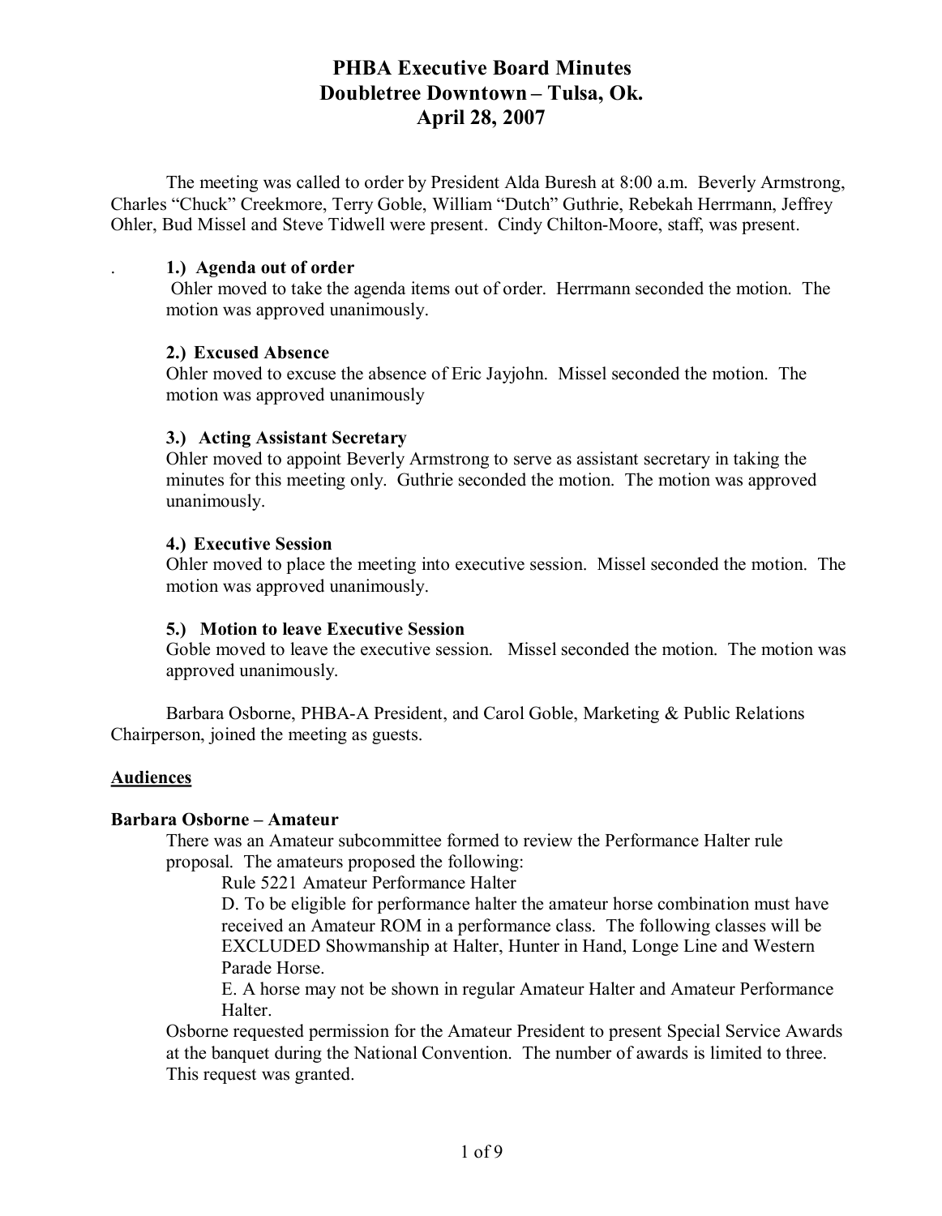# PHBA Executive Board Minutes
## Doubletree Downtown – Tulsa, Ok.
## April 28, 2007

The meeting was called to order by President Alda Buresh at 8:00 a.m. Beverly Armstrong, Charles "Chuck" Creekmore, Terry Goble, William "Dutch" Guthrie, Rebekah Herrmann, Jeffrey Ohler, Bud Missel and Steve Tidwell were present. Cindy Chilton-Moore, staff, was present.

**1.) Agenda out of order**
Ohler moved to take the agenda items out of order. Herrmann seconded the motion. The motion was approved unanimously.

**2.) Excused Absence**
Ohler moved to excuse the absence of Eric Jayjohn. Missel seconded the motion. The motion was approved unanimously

**3.) Acting Assistant Secretary**
Ohler moved to appoint Beverly Armstrong to serve as assistant secretary in taking the minutes for this meeting only. Guthrie seconded the motion. The motion was approved unanimously.

**4.) Executive Session**
Ohler moved to place the meeting into executive session. Missel seconded the motion. The motion was approved unanimously.

**5.) Motion to leave Executive Session**
Goble moved to leave the executive session. Missel seconded the motion. The motion was approved unanimously.

Barbara Osborne, PHBA-A President, and Carol Goble, Marketing & Public Relations Chairperson, joined the meeting as guests.

**Audiences**

**Barbara Osborne – Amateur**

There was an Amateur subcommittee formed to review the Performance Halter rule proposal. The amateurs proposed the following:

Rule 5221 Amateur Performance Halter

D. To be eligible for performance halter the amateur horse combination must have received an Amateur ROM in a performance class. The following classes will be EXCLUDED Showmanship at Halter, Hunter in Hand, Longe Line and Western Parade Horse.

E. A horse may not be shown in regular Amateur Halter and Amateur Performance Halter.

Osborne requested permission for the Amateur President to present Special Service Awards at the banquet during the National Convention. The number of awards is limited to three. This request was granted.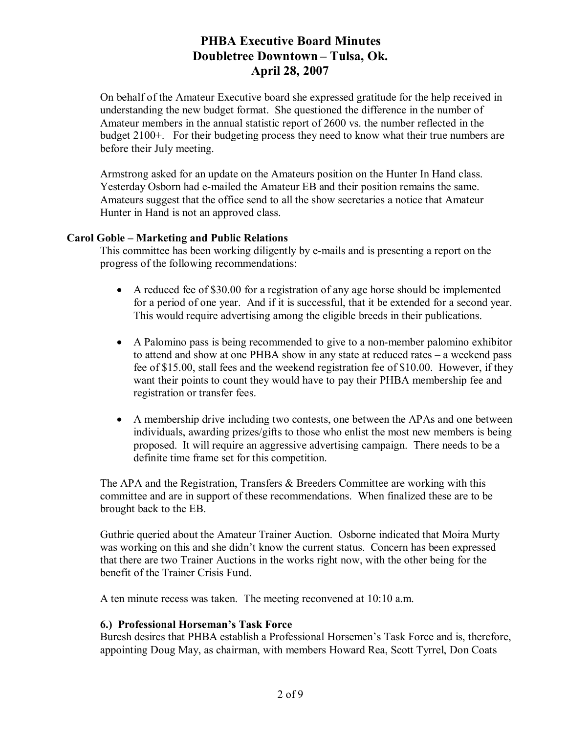# PHBA Executive Board Minutes
# Doubletree Downtown – Tulsa, Ok.
# April 28, 2007

On behalf of the Amateur Executive board she expressed gratitude for the help received in understanding the new budget format. She questioned the difference in the number of Amateur members in the annual statistic report of 2600 vs. the number reflected in the budget 2100+. For their budgeting process they need to know what their true numbers are before their July meeting.

Armstrong asked for an update on the Amateurs position on the Hunter In Hand class. Yesterday Osborn had e-mailed the Amateur EB and their position remains the same. Amateurs suggest that the office send to all the show secretaries a notice that Amateur Hunter in Hand is not an approved class.

**Carol Goble – Marketing and Public Relations**

This committee has been working diligently by e-mails and is presenting a report on the progress of the following recommendations:

- A reduced fee of $30.00 for a registration of any age horse should be implemented for a period of one year. And if it is successful, that it be extended for a second year. This would require advertising among the eligible breeds in their publications.
- A Palomino pass is being recommended to give to a non-member palomino exhibitor to attend and show at one PHBA show in any state at reduced rates – a weekend pass fee of $15.00, stall fees and the weekend registration fee of $10.00. However, if they want their points to count they would have to pay their PHBA membership fee and registration or transfer fees.
- A membership drive including two contests, one between the APAs and one between individuals, awarding prizes/gifts to those who enlist the most new members is being proposed. It will require an aggressive advertising campaign. There needs to be a definite time frame set for this competition.

The APA and the Registration, Transfers & Breeders Committee are working with this committee and are in support of these recommendations. When finalized these are to be brought back to the EB.

Guthrie queried about the Amateur Trainer Auction. Osborne indicated that Moira Murty was working on this and she didn't know the current status. Concern has been expressed that there are two Trainer Auctions in the works right now, with the other being for the benefit of the Trainer Crisis Fund.

A ten minute recess was taken. The meeting reconvened at 10:10 a.m.

**6.) Professional Horseman's Task Force**

Buresh desires that PHBA establish a Professional Horsemen's Task Force and is, therefore, appointing Doug May, as chairman, with members Howard Rea, Scott Tyrrel, Don Coats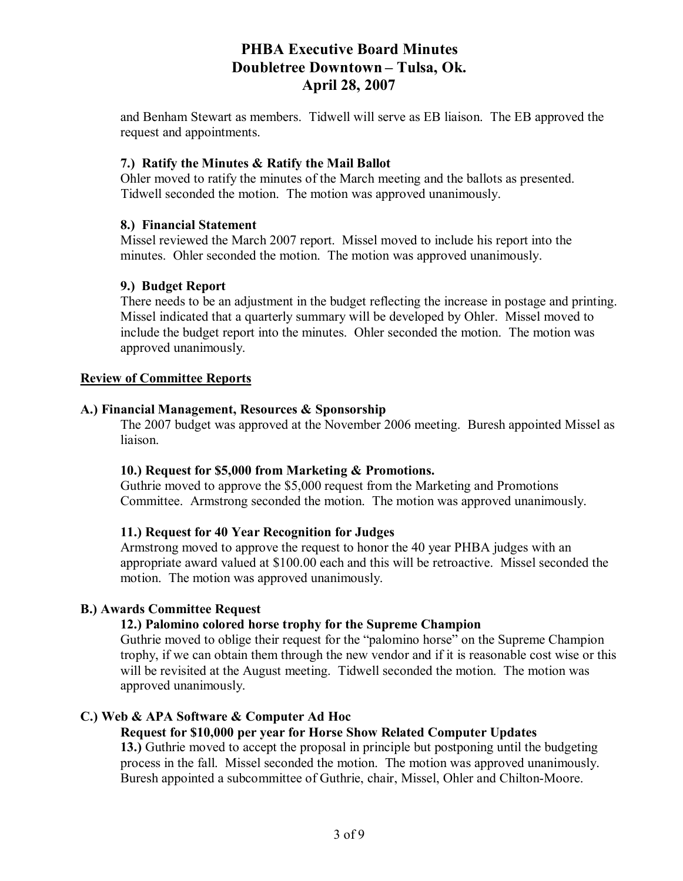and Benham Stewart as members. Tidwell will serve as EB liaison. The EB approved the request and appointments.

**7.) Ratify the Minutes & Ratify the Mail Ballot**

Ohler moved to ratify the minutes of the March meeting and the ballots as presented. Tidwell seconded the motion. The motion was approved unanimously.

**8.) Financial Statement**

Missel reviewed the March 2007 report. Missel moved to include his report into the minutes. Ohler seconded the motion. The motion was approved unanimously.

**9.) Budget Report**

There needs to be an adjustment in the budget reflecting the increase in postage and printing. Missel indicated that a quarterly summary will be developed by Ohler. Missel moved to include the budget report into the minutes. Ohler seconded the motion. The motion was approved unanimously.

**<u>Review of Committee Reports</u>**

**A.) Financial Management, Resources & Sponsorship**

The 2007 budget was approved at the November 2006 meeting. Buresh appointed Missel as liaison.

**10.) Request for $5,000 from Marketing & Promotions.**

Guthrie moved to approve the $5,000 request from the Marketing and Promotions Committee. Armstrong seconded the motion. The motion was approved unanimously.

**11.) Request for 40 Year Recognition for Judges**

Armstrong moved to approve the request to honor the 40 year PHBA judges with an appropriate award valued at $100.00 each and this will be retroactive. Missel seconded the motion. The motion was approved unanimously.

**B.) Awards Committee Request**

**12.) Palomino colored horse trophy for the Supreme Champion**

Guthrie moved to oblige their request for the "palomino horse" on the Supreme Champion trophy, if we can obtain them through the new vendor and if it is reasonable cost wise or this will be revisited at the August meeting. Tidwell seconded the motion. The motion was approved unanimously.

**C.) Web & APA Software & Computer Ad Hoc**

**Request for $10,000 per year for Horse Show Related Computer Updates**

**13.)** Guthrie moved to accept the proposal in principle but postponing until the budgeting process in the fall. Missel seconded the motion. The motion was approved unanimously. Buresh appointed a subcommittee of Guthrie, chair, Missel, Ohler and Chilton-Moore.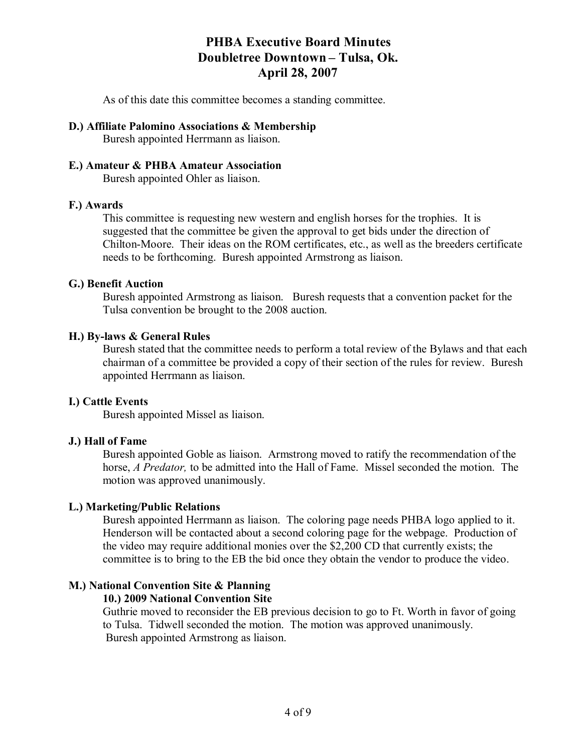# PHBA Executive Board Minutes
# Doubletree Downtown – Tulsa, Ok.
# April 28, 2007

As of this date this committee becomes a standing committee.

**D.) Affiliate Palomino Associations & Membership**

Buresh appointed Herrmann as liaison.

**E.) Amateur & PHBA Amateur Association**

Buresh appointed Ohler as liaison.

**F.) Awards**

This committee is requesting new western and english horses for the trophies. It is suggested that the committee be given the approval to get bids under the direction of Chilton-Moore. Their ideas on the ROM certificates, etc., as well as the breeders certificate needs to be forthcoming. Buresh appointed Armstrong as liaison.

**G.) Benefit Auction**

Buresh appointed Armstrong as liaison. Buresh requests that a convention packet for the Tulsa convention be brought to the 2008 auction.

**H.) By-laws & General Rules**

Buresh stated that the committee needs to perform a total review of the Bylaws and that each chairman of a committee be provided a copy of their section of the rules for review. Buresh appointed Herrmann as liaison.

**I.) Cattle Events**

Buresh appointed Missel as liaison.

**J.) Hall of Fame**

Buresh appointed Goble as liaison. Armstrong moved to ratify the recommendation of the horse, *A Predator,* to be admitted into the Hall of Fame. Missel seconded the motion. The motion was approved unanimously.

**L.) Marketing/Public Relations**

Buresh appointed Herrmann as liaison. The coloring page needs PHBA logo applied to it. Henderson will be contacted about a second coloring page for the webpage. Production of the video may require additional monies over the $2,200 CD that currently exists; the committee is to bring to the EB the bid once they obtain the vendor to produce the video.

**M.) National Convention Site & Planning**

**10.) 2009 National Convention Site**

Guthrie moved to reconsider the EB previous decision to go to Ft. Worth in favor of going to Tulsa. Tidwell seconded the motion. The motion was approved unanimously. Buresh appointed Armstrong as liaison.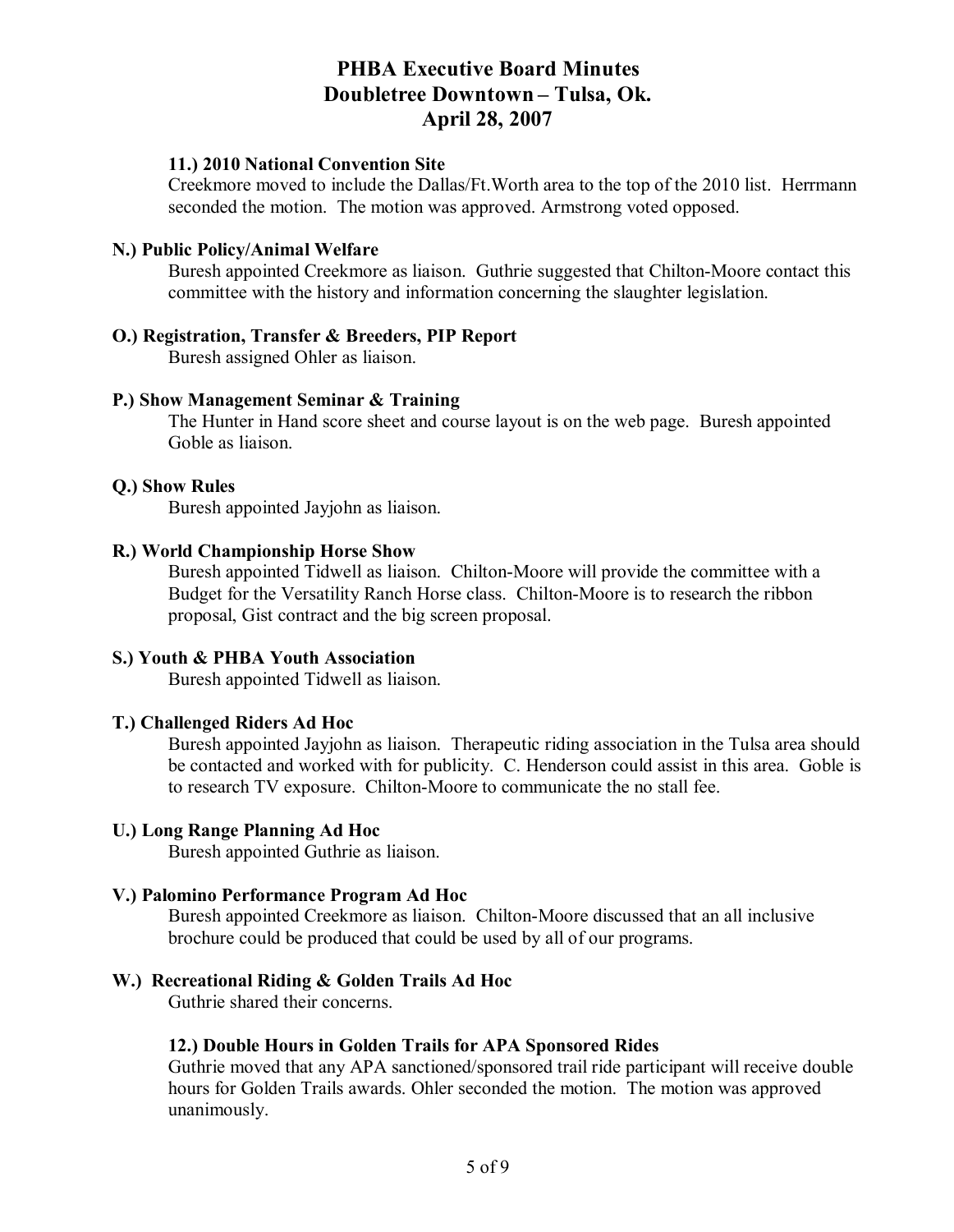# PHBA Executive Board Minutes
# Doubletree Downtown – Tulsa, Ok.
# April 28, 2007

**11.) 2010 National Convention Site**

Creekmore moved to include the Dallas/Ft.Worth area to the top of the 2010 list. Herrmann seconded the motion. The motion was approved. Armstrong voted opposed.

**N.) Public Policy/Animal Welfare**

Buresh appointed Creekmore as liaison. Guthrie suggested that Chilton-Moore contact this committee with the history and information concerning the slaughter legislation.

**O.) Registration, Transfer & Breeders, PIP Report**

Buresh assigned Ohler as liaison.

**P.) Show Management Seminar & Training**

The Hunter in Hand score sheet and course layout is on the web page. Buresh appointed Goble as liaison.

**Q.) Show Rules**

Buresh appointed Jayjohn as liaison.

**R.) World Championship Horse Show**

Buresh appointed Tidwell as liaison. Chilton-Moore will provide the committee with a Budget for the Versatility Ranch Horse class. Chilton-Moore is to research the ribbon proposal, Gist contract and the big screen proposal.

**S.) Youth & PHBA Youth Association**

Buresh appointed Tidwell as liaison.

**T.) Challenged Riders Ad Hoc**

Buresh appointed Jayjohn as liaison. Therapeutic riding association in the Tulsa area should be contacted and worked with for publicity. C. Henderson could assist in this area. Goble is to research TV exposure. Chilton-Moore to communicate the no stall fee.

**U.) Long Range Planning Ad Hoc**

Buresh appointed Guthrie as liaison.

**V.) Palomino Performance Program Ad Hoc**

Buresh appointed Creekmore as liaison. Chilton-Moore discussed that an all inclusive brochure could be produced that could be used by all of our programs.

**W.) Recreational Riding & Golden Trails Ad Hoc**

Guthrie shared their concerns.

**12.) Double Hours in Golden Trails for APA Sponsored Rides**

Guthrie moved that any APA sanctioned/sponsored trail ride participant will receive double hours for Golden Trails awards. Ohler seconded the motion. The motion was approved unanimously.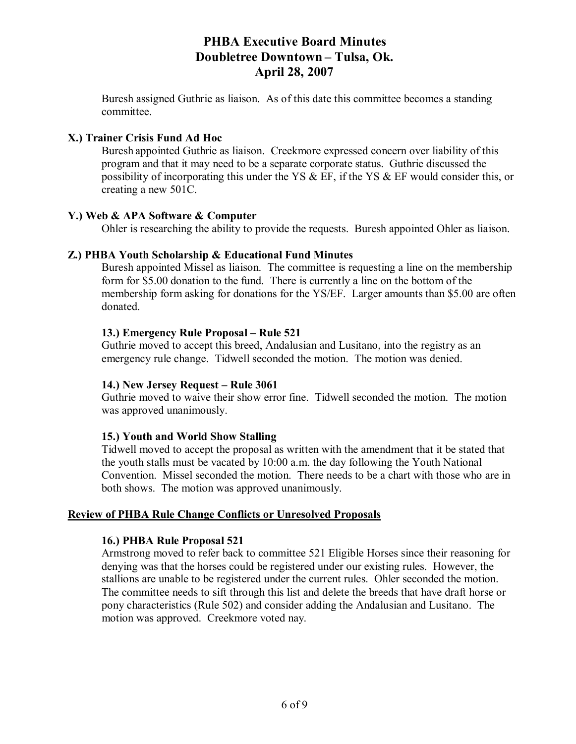Buresh assigned Guthrie as liaison. As of this date this committee becomes a standing committee.

**X.) Trainer Crisis Fund Ad Hoc**

Buresh appointed Guthrie as liaison. Creekmore expressed concern over liability of this program and that it may need to be a separate corporate status. Guthrie discussed the possibility of incorporating this under the YS & EF, if the YS & EF would consider this, or creating a new 501C.

**Y.) Web & APA Software & Computer**

Ohler is researching the ability to provide the requests. Buresh appointed Ohler as liaison.

**Z.) PHBA Youth Scholarship & Educational Fund Minutes**

Buresh appointed Missel as liaison. The committee is requesting a line on the membership form for $5.00 donation to the fund. There is currently a line on the bottom of the membership form asking for donations for the YS/EF. Larger amounts than $5.00 are often donated.

**13.) Emergency Rule Proposal – Rule 521**

Guthrie moved to accept this breed, Andalusian and Lusitano, into the registry as an emergency rule change. Tidwell seconded the motion. The motion was denied.

**14.) New Jersey Request – Rule 3061**

Guthrie moved to waive their show error fine. Tidwell seconded the motion. The motion was approved unanimously.

**15.) Youth and World Show Stalling**

Tidwell moved to accept the proposal as written with the amendment that it be stated that the youth stalls must be vacated by 10:00 a.m. the day following the Youth National Convention. Missel seconded the motion. There needs to be a chart with those who are in both shows. The motion was approved unanimously.

**Review of PHBA Rule Change Conflicts or Unresolved Proposals**

**16.) PHBA Rule Proposal 521**

Armstrong moved to refer back to committee 521 Eligible Horses since their reasoning for denying was that the horses could be registered under our existing rules. However, the stallions are unable to be registered under the current rules. Ohler seconded the motion. The committee needs to sift through this list and delete the breeds that have draft horse or pony characteristics (Rule 502) and consider adding the Andalusian and Lusitano. The motion was approved. Creekmore voted nay.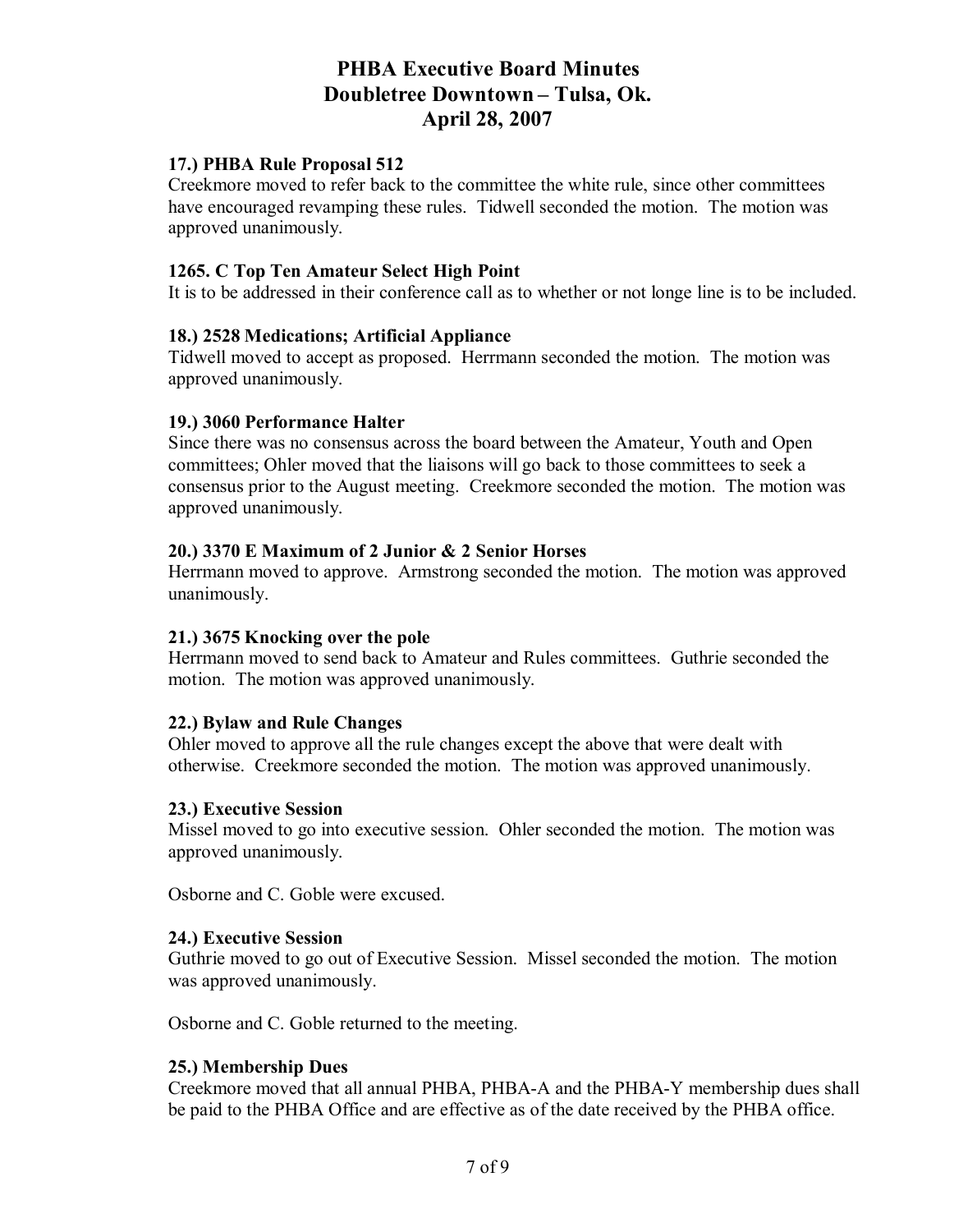# PHBA Executive Board Minutes
# Doubletree Downtown – Tulsa, Ok.
# April 28, 2007

**17.) PHBA Rule Proposal 512**

Creekmore moved to refer back to the committee the white rule, since other committees have encouraged revamping these rules. Tidwell seconded the motion. The motion was approved unanimously.

**1265. C Top Ten Amateur Select High Point**

It is to be addressed in their conference call as to whether or not longe line is to be included.

**18.) 2528 Medications; Artificial Appliance**

Tidwell moved to accept as proposed. Herrmann seconded the motion. The motion was approved unanimously.

**19.) 3060 Performance Halter**

Since there was no consensus across the board between the Amateur, Youth and Open committees; Ohler moved that the liaisons will go back to those committees to seek a consensus prior to the August meeting. Creekmore seconded the motion. The motion was approved unanimously.

**20.) 3370 E Maximum of 2 Junior & 2 Senior Horses**

Herrmann moved to approve. Armstrong seconded the motion. The motion was approved unanimously.

**21.) 3675 Knocking over the pole**

Herrmann moved to send back to Amateur and Rules committees. Guthrie seconded the motion. The motion was approved unanimously.

**22.) Bylaw and Rule Changes**

Ohler moved to approve all the rule changes except the above that were dealt with otherwise. Creekmore seconded the motion. The motion was approved unanimously.

**23.) Executive Session**

Missel moved to go into executive session. Ohler seconded the motion. The motion was approved unanimously.

Osborne and C. Goble were excused.

**24.) Executive Session**

Guthrie moved to go out of Executive Session. Missel seconded the motion. The motion was approved unanimously.

Osborne and C. Goble returned to the meeting.

**25.) Membership Dues**

Creekmore moved that all annual PHBA, PHBA-A and the PHBA-Y membership dues shall be paid to the PHBA Office and are effective as of the date received by the PHBA office.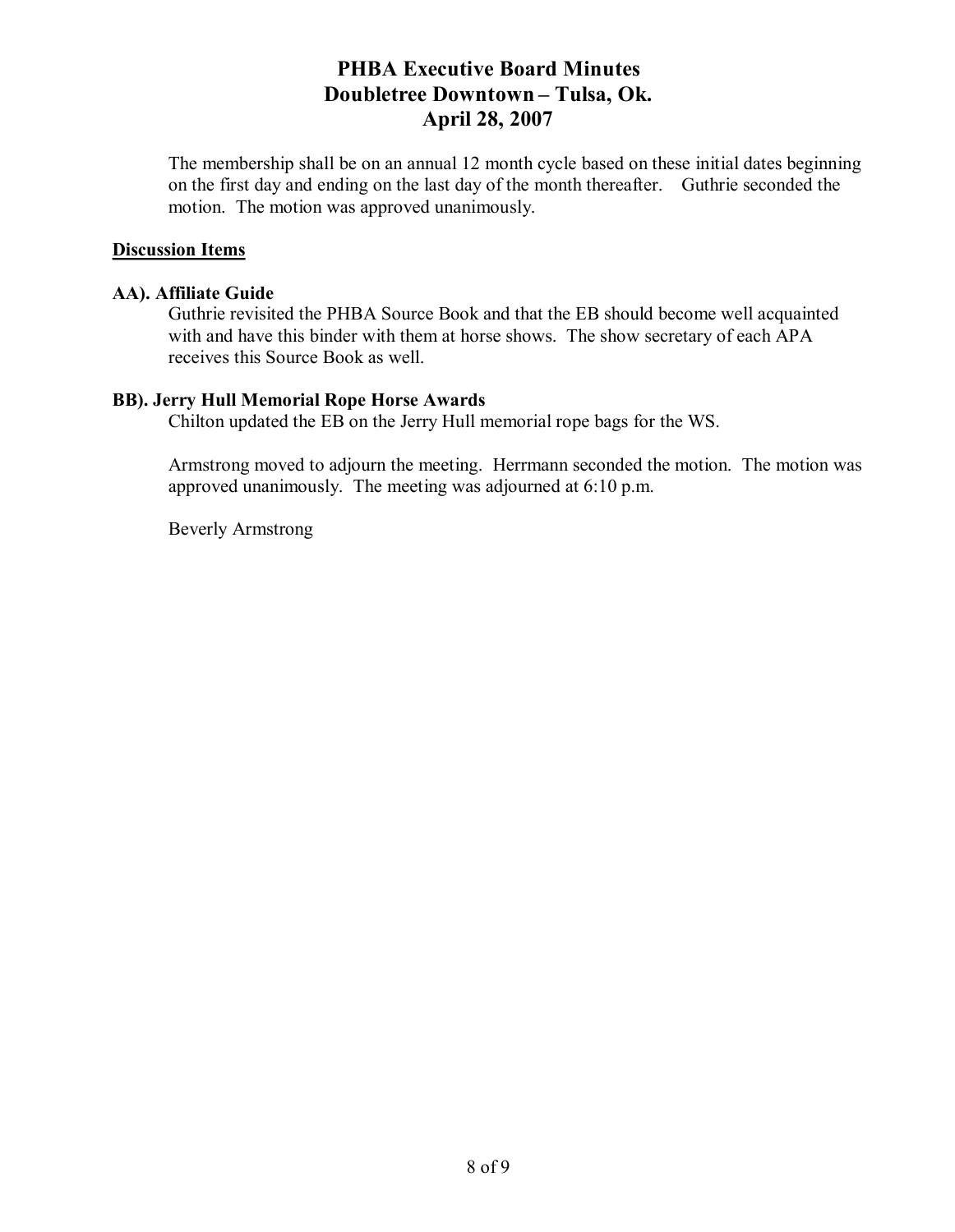The membership shall be on an annual 12 month cycle based on these initial dates beginning on the first day and ending on the last day of the month thereafter. Guthrie seconded the motion. The motion was approved unanimously.

## Discussion Items

### AA). Affiliate Guide

Guthrie revisited the PHBA Source Book and that the EB should become well acquainted with and have this binder with them at horse shows. The show secretary of each APA receives this Source Book as well.

### BB). Jerry Hull Memorial Rope Horse Awards

Chilton updated the EB on the Jerry Hull memorial rope bags for the WS.

Armstrong moved to adjourn the meeting. Herrmann seconded the motion. The motion was approved unanimously. The meeting was adjourned at 6:10 p.m.

Beverly Armstrong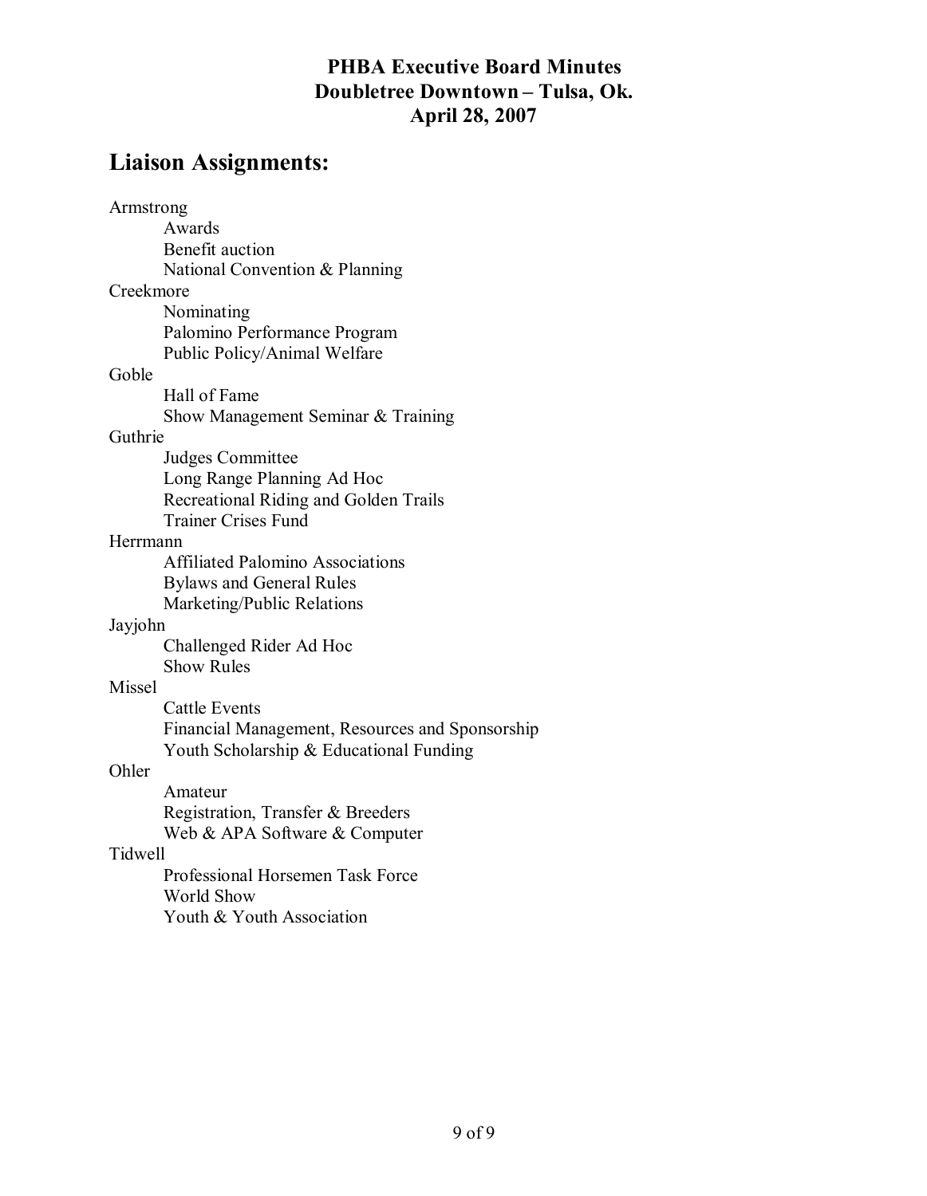**PHBA Executive Board Minutes**
**Doubletree Downtown – Tulsa, Ok.**
**April 28, 2007**

## Liaison Assignments:

Armstrong
- Awards
- Benefit auction
- National Convention & Planning

Creekmore
- Nominating
- Palomino Performance Program
- Public Policy/Animal Welfare

Goble
- Hall of Fame
- Show Management Seminar & Training

Guthrie
- Judges Committee
- Long Range Planning Ad Hoc
- Recreational Riding and Golden Trails
- Trainer Crises Fund

Herrmann
- Affiliated Palomino Associations
- Bylaws and General Rules
- Marketing/Public Relations

Jayjohn
- Challenged Rider Ad Hoc
- Show Rules

Missel
- Cattle Events
- Financial Management, Resources and Sponsorship
- Youth Scholarship & Educational Funding

Ohler
- Amateur
- Registration, Transfer & Breeders
- Web & APA Software & Computer

Tidwell
- Professional Horsemen Task Force
- World Show
- Youth & Youth Association